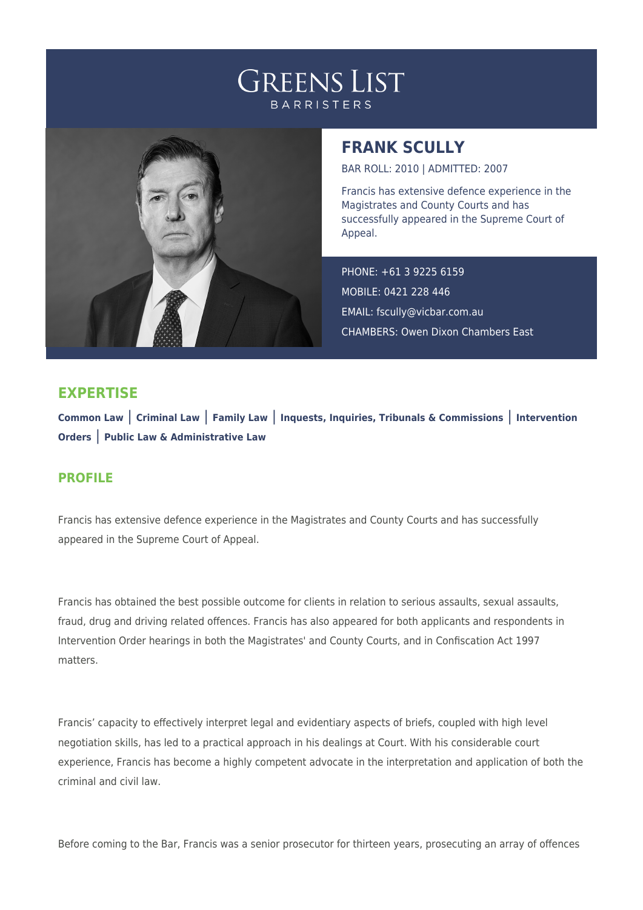# GREENS LIST

BARRISTERS

## FRANK SCULLY

BAR ROLL: 2010 | ADMITTED: 2007

Francis has extensive defence experience in the Magistrates and County Courts and has successfully appeared in the Supreme Court of Appeal.

PHONE: +61 3 9225 6159

MOBILE: 0421 228 446

EMAIL: fscully@vicbar.com.au

CHAMBERS: Owen Dixon Chambers East

## EXPERTISE

**Common Law** | **Criminal Law** | **Family Law** | **Inquests, Inquiries, Tribunals & Commissions** | **Intervention Orders** | **Public Law & Administrative Law**

## PROFILE

Francis has extensive defence experience in the Magistrates and County Courts and has successfully appeared in the Supreme Court of Appeal.

Francis has obtained the best possible outcome for clients in relation to serious assaults, sexual assaults, fraud, drug and driving related offences. Francis has also appeared for both applicants and respondents in Intervention Order hearings in both the Magistrates' and County Courts, and in Confiscation Act 1997 matters.

Francis' capacity to effectively interpret legal and evidentiary aspects of briefs, coupled with high level negotiation skills, has led to a practical approach in his dealings at Court. With his considerable court experience, Francis has become a highly competent advocate in the interpretation and application of both the criminal and civil law.

Before coming to the Bar, Francis was a senior prosecutor for thirteen years, prosecuting an array of offences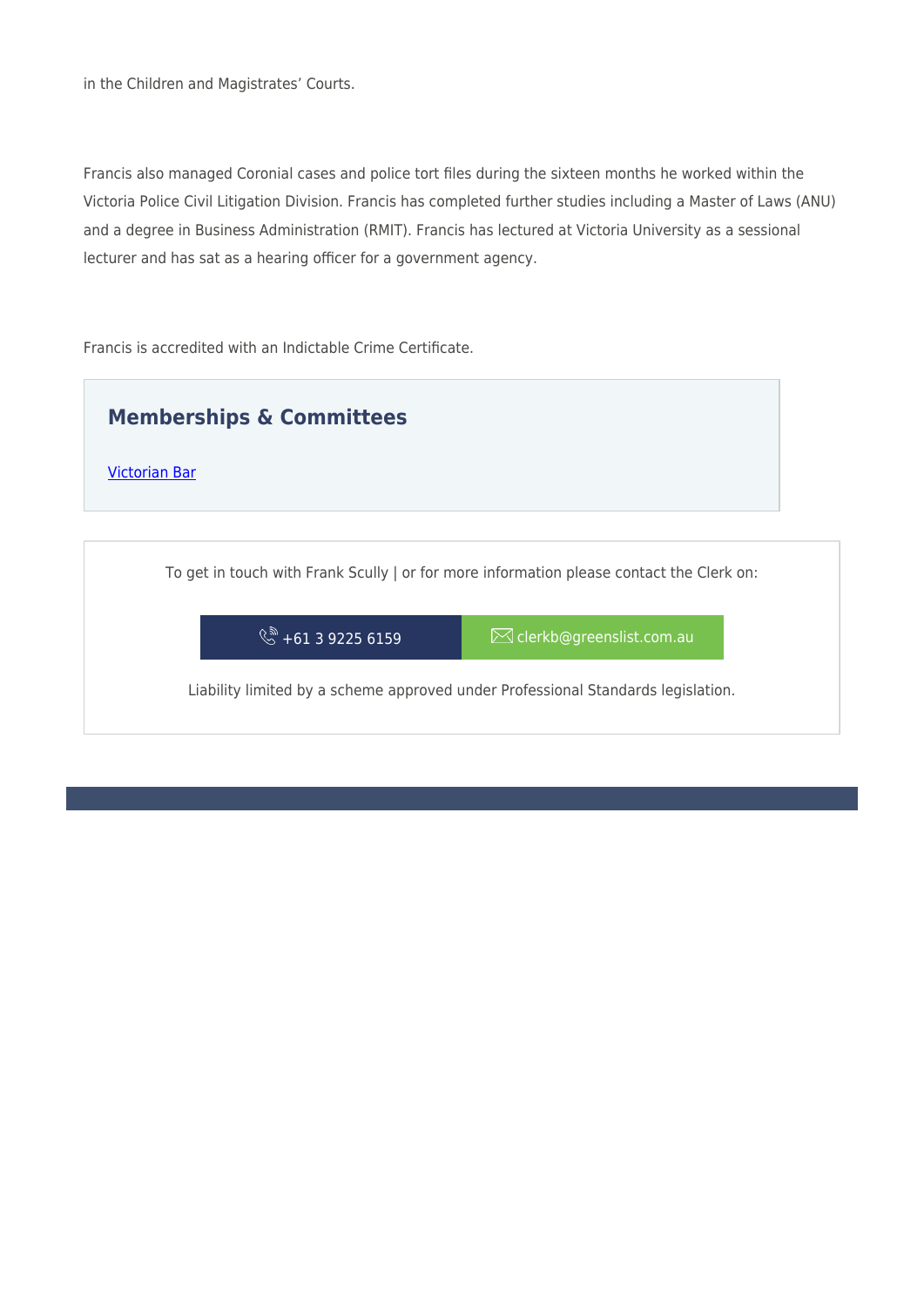in the Children and Magistrates' Courts.

Francis also managed Coronial cases and police tort files during the sixteen months he worked within the Victoria Police Civil Litigation Division. Francis has completed further studies including a Master of Laws (ANU) and a degree in Business Administration (RMIT). Francis has lectured at Victoria University as a sessional lecturer and has sat as a hearing officer for a government agency.

Francis is accredited with an Indictable Crime Certificate.

## Memberships & Committees

Victorian Bar

To get in touch with Frank Scully | or for more information please contact the Clerk on:

+61 3 9225 6159

clerkb@greenslist.com.au

Liability limited by a scheme approved under Professional Standards legislation.